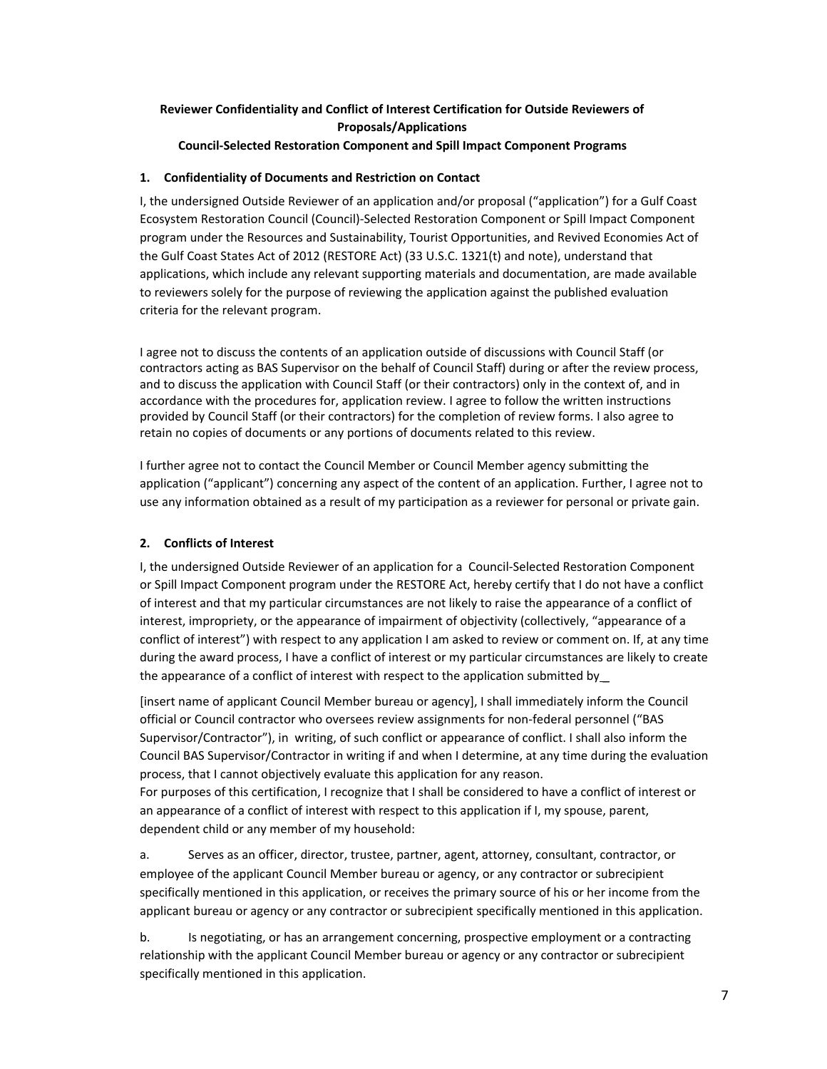**Reviewer Confidentiality and Conflict of Interest Certification for Outside Reviewers of Proposals/Applications**

**Council-Selected Restoration Component and Spill Impact Component Programs**

## 1. Confidentiality of Documents and Restriction on Contact

I, the undersigned Outside Reviewer of an application and/or proposal ("application") for a Gulf Coast Ecosystem Restoration Council (Council)-Selected Restoration Component or Spill Impact Component program under the Resources and Sustainability, Tourist Opportunities, and Revived Economies Act of the Gulf Coast States Act of 2012 (RESTORE Act) (33 U.S.C. 1321(t) and note), understand that applications, which include any relevant supporting materials and documentation, are made available to reviewers solely for the purpose of reviewing the application against the published evaluation criteria for the relevant program.

I agree not to discuss the contents of an application outside of discussions with Council Staff (or contractors acting as BAS Supervisor on the behalf of Council Staff) during or after the review process, and to discuss the application with Council Staff (or their contractors) only in the context of, and in accordance with the procedures for, application review. I agree to follow the written instructions provided by Council Staff (or their contractors) for the completion of review forms. I also agree to retain no copies of documents or any portions of documents related to this review.

I further agree not to contact the Council Member or Council Member agency submitting the application ("applicant") concerning any aspect of the content of an application. Further, I agree not to use any information obtained as a result of my participation as a reviewer for personal or private gain.

## 2. Conflicts of Interest

I, the undersigned Outside Reviewer of an application for a Council-Selected Restoration Component or Spill Impact Component program under the RESTORE Act, hereby certify that I do not have a conflict of interest and that my particular circumstances are not likely to raise the appearance of a conflict of interest, impropriety, or the appearance of impairment of objectivity (collectively, "appearance of a conflict of interest") with respect to any application I am asked to review or comment on. If, at any time during the award process, I have a conflict of interest or my particular circumstances are likely to create the appearance of a conflict of interest with respect to the application submitted by__

[insert name of applicant Council Member bureau or agency], I shall immediately inform the Council official or Council contractor who oversees review assignments for non-federal personnel ("BAS Supervisor/Contractor"), in writing, of such conflict or appearance of conflict. I shall also inform the Council BAS Supervisor/Contractor in writing if and when I determine, at any time during the evaluation process, that I cannot objectively evaluate this application for any reason.

For purposes of this certification, I recognize that I shall be considered to have a conflict of interest or an appearance of a conflict of interest with respect to this application if I, my spouse, parent, dependent child or any member of my household:

a. Serves as an officer, director, trustee, partner, agent, attorney, consultant, contractor, or employee of the applicant Council Member bureau or agency, or any contractor or subrecipient specifically mentioned in this application, or receives the primary source of his or her income from the applicant bureau or agency or any contractor or subrecipient specifically mentioned in this application.

b. Is negotiating, or has an arrangement concerning, prospective employment or a contracting relationship with the applicant Council Member bureau or agency or any contractor or subrecipient specifically mentioned in this application.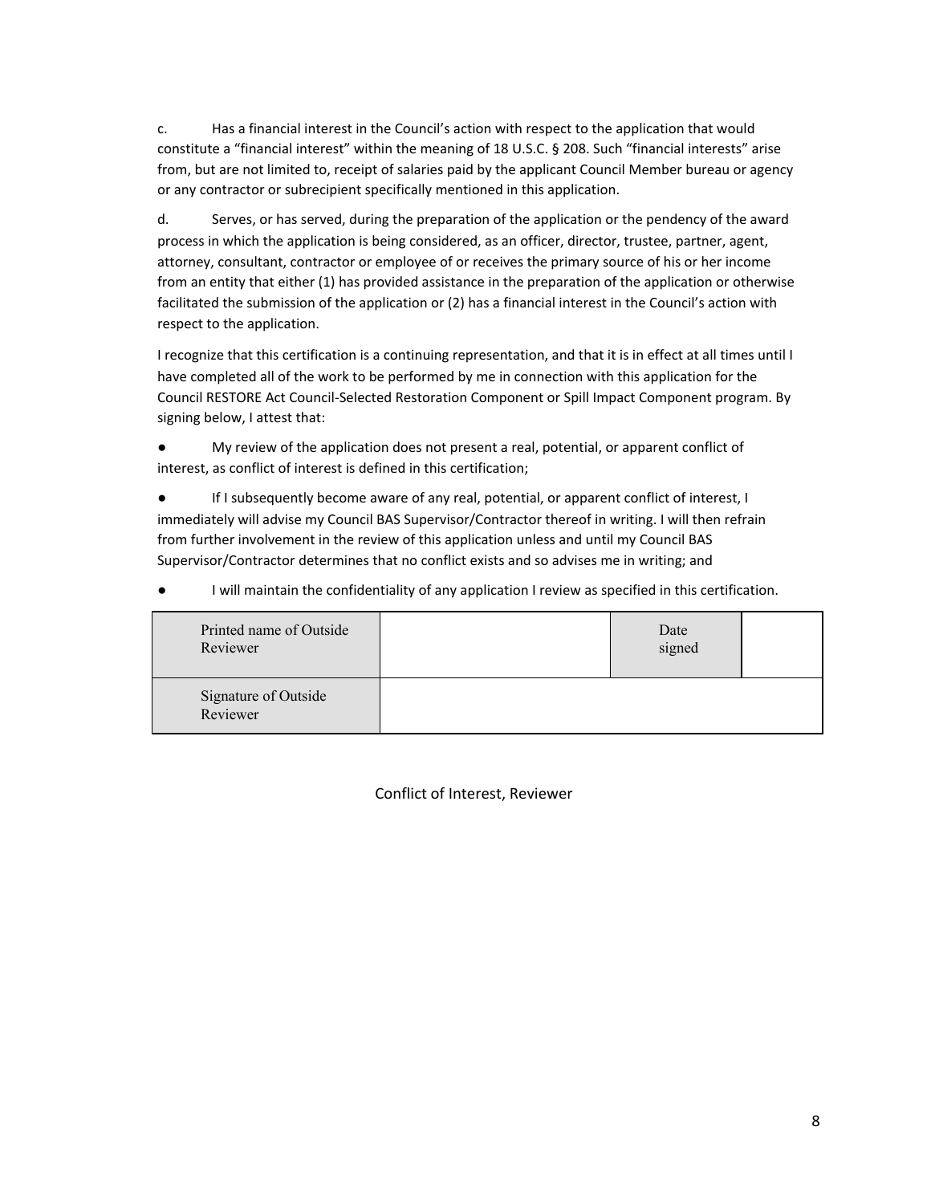c. Has a financial interest in the Council's action with respect to the application that would constitute a "financial interest" within the meaning of 18 U.S.C. § 208. Such "financial interests" arise from, but are not limited to, receipt of salaries paid by the applicant Council Member bureau or agency or any contractor or subrecipient specifically mentioned in this application.

d. Serves, or has served, during the preparation of the application or the pendency of the award process in which the application is being considered, as an officer, director, trustee, partner, agent, attorney, consultant, contractor or employee of or receives the primary source of his or her income from an entity that either (1) has provided assistance in the preparation of the application or otherwise facilitated the submission of the application or (2) has a financial interest in the Council's action with respect to the application.

I recognize that this certification is a continuing representation, and that it is in effect at all times until I have completed all of the work to be performed by me in connection with this application for the Council RESTORE Act Council-Selected Restoration Component or Spill Impact Component program. By signing below, I attest that:

- My review of the application does not present a real, potential, or apparent conflict of interest, as conflict of interest is defined in this certification;
- If I subsequently become aware of any real, potential, or apparent conflict of interest, I immediately will advise my Council BAS Supervisor/Contractor thereof in writing. I will then refrain from further involvement in the review of this application unless and until my Council BAS Supervisor/Contractor determines that no conflict exists and so advises me in writing; and
- I will maintain the confidentiality of any application I review as specified in this certification.

| | | | |
|---|---|---|---|
| Printed name of Outside Reviewer | | Date signed | |
| Signature of Outside Reviewer | | | |

Conflict of Interest, Reviewer